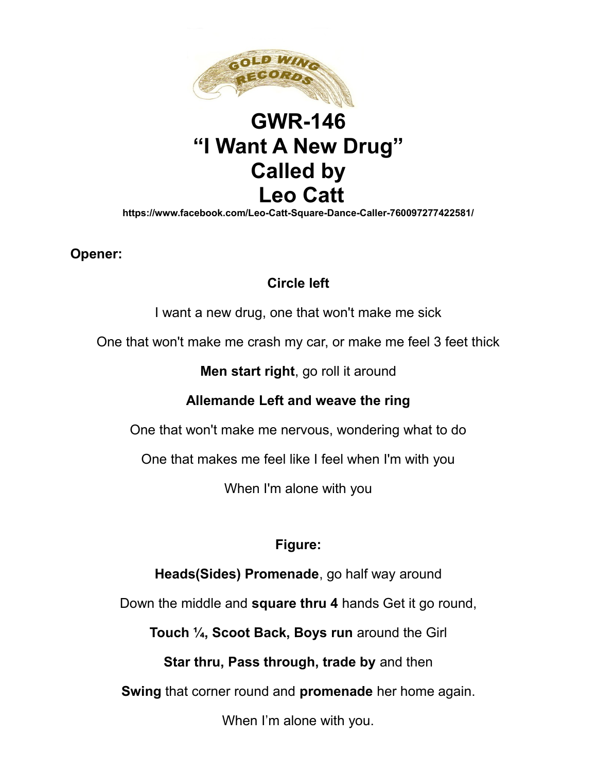GOLD WING RECORDS

# GWR-146
# "I Want A New Drug"
# Called by
# Leo Catt

**https://www.facebook.com/Leo-Catt-Square-Dance-Caller-760097277422581/**

**Opener:**

**Circle left**

I want a new drug, one that won't make me sick

One that won't make me crash my car, or make me feel 3 feet thick

**Men start right**, go roll it around

**Allemande Left and weave the ring**

One that won't make me nervous, wondering what to do

One that makes me feel like I feel when I'm with you

When I'm alone with you

**Figure:**

**Heads(Sides) Promenade**, go half way around

Down the middle and **square thru 4** hands Get it go round,

**Touch ¼, Scoot Back, Boys run** around the Girl

**Star thru, Pass through, trade by** and then

**Swing** that corner round and **promenade** her home again.

When I'm alone with you.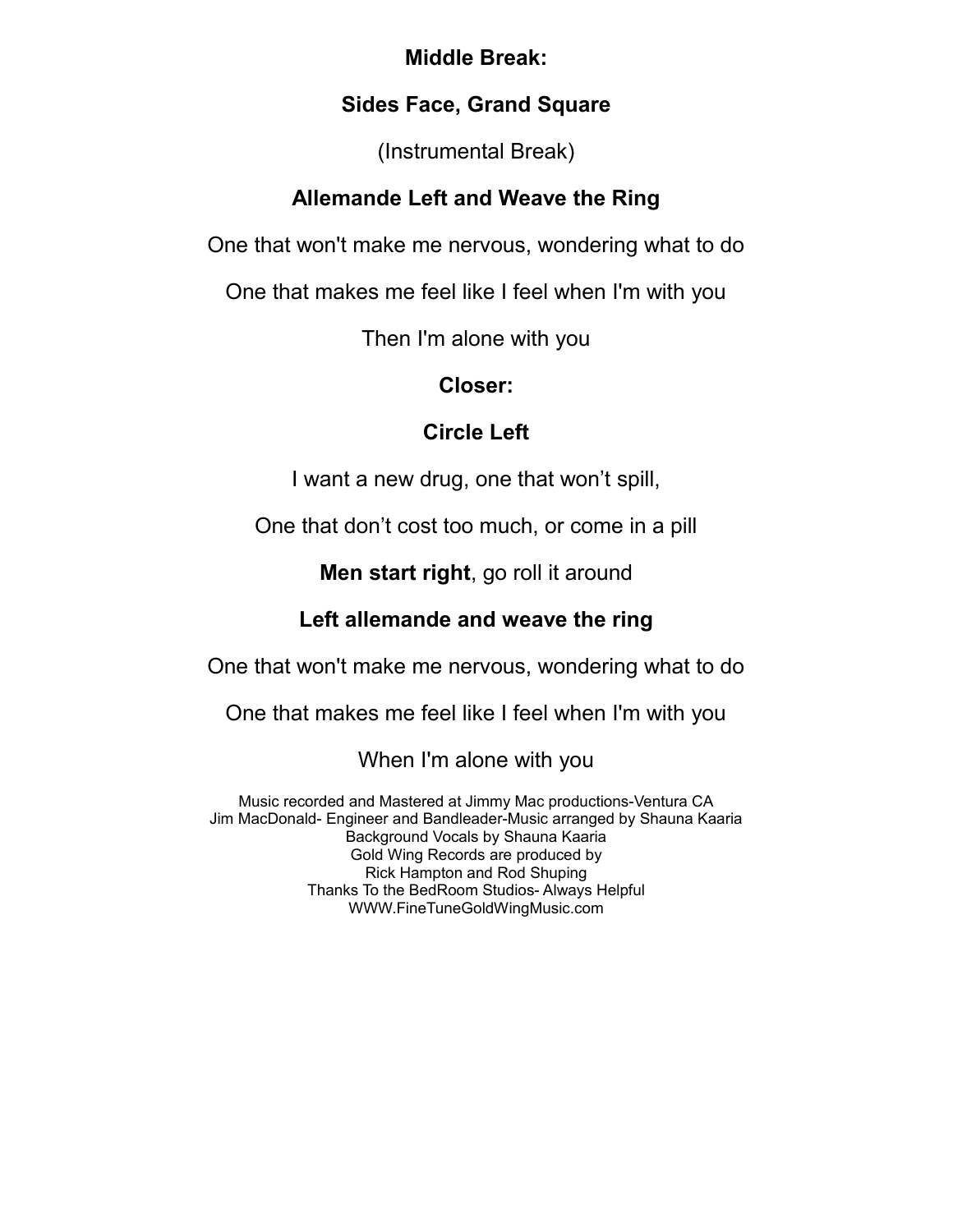**Middle Break:**

**Sides Face, Grand Square**

(Instrumental Break)

**Allemande Left and Weave the Ring**

One that won't make me nervous, wondering what to do

One that makes me feel like I feel when I'm with you

Then I'm alone with you

**Closer:**

**Circle Left**

I want a new drug, one that won't spill,

One that don't cost too much, or come in a pill

**Men start right**, go roll it around

**Left allemande and weave the ring**

One that won't make me nervous, wondering what to do

One that makes me feel like I feel when I'm with you

When I'm alone with you

Music recorded and Mastered at Jimmy Mac productions-Ventura CA
Jim MacDonald- Engineer and Bandleader-Music arranged by Shauna Kaaria
Background Vocals by Shauna Kaaria
Gold Wing Records are produced by
Rick Hampton and Rod Shuping
Thanks To the BedRoom Studios- Always Helpful
WWW.FineTuneGoldWingMusic.com